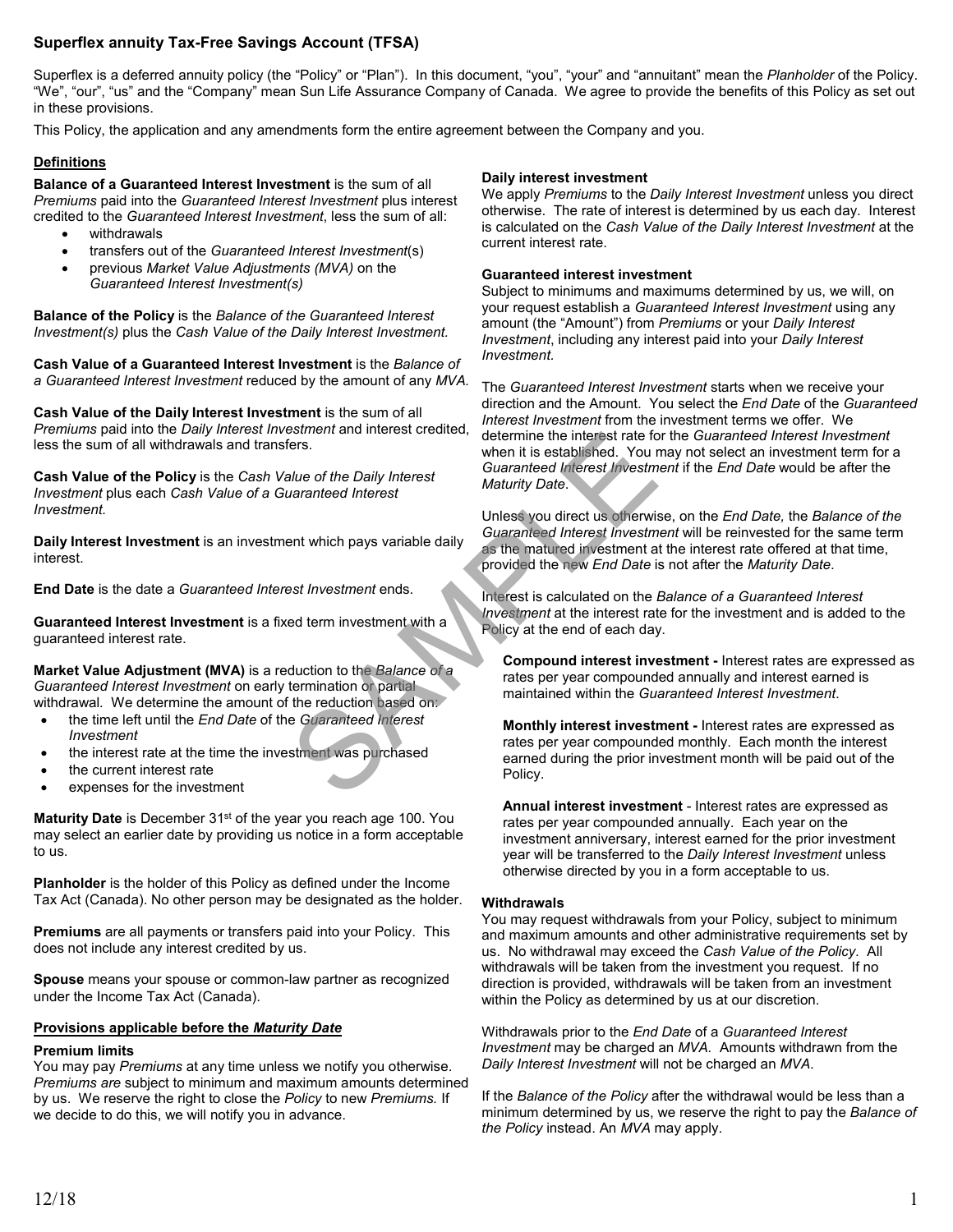# Superflex annuity Tax-Free Savings Account (TFSA)

Superflex is a deferred annuity policy (the "Policy" or "Plan"). In this document, "you", "your" and "annuitant" mean the *Planholder* of the Policy. "We", "our", "us" and the "Company" mean Sun Life Assurance Company of Canada. We agree to provide the benefits of this Policy as set out in these provisions.

This Policy, the application and any amendments form the entire agreement between the Company and you.

## Definitions

**Balance of a Guaranteed Interest Investment** is the sum of all *Premiums* paid into the *Guaranteed Interest Investment* plus interest credited to the *Guaranteed Interest Investment*, less the sum of all:

- withdrawals
- transfers out of the *Guaranteed Interest Investment*(s)
- previous *Market Value Adjustments (MVA)* on the *Guaranteed Interest Investment(s)*

**Balance of the Policy** is the *Balance of the Guaranteed Interest Investment(s)* plus the *Cash Value of the Daily Interest Investment.*

**Cash Value of a Guaranteed Interest Investment** is the *Balance of a Guaranteed Interest Investment* reduced by the amount of any *MVA.*

**Cash Value of the Daily Interest Investment** is the sum of all *Premiums* paid into the *Daily Interest Investment* and interest credited, less the sum of all withdrawals and transfers.

**Cash Value of the Policy** is the *Cash Value of the Daily Interest Investment* plus each *Cash Value of a Guaranteed Interest Investment.*

**Daily Interest Investment** is an investment which pays variable daily interest.

**End Date** is the date a *Guaranteed Interest Investment* ends.

**Guaranteed Interest Investment** is a fixed term investment with a guaranteed interest rate.

**Market Value Adjustment (MVA)** is a reduction to the *Balance of a Guaranteed Interest Investment* on early termination or partial withdrawal. We determine the amount of the reduction based on:

- the time left until the *End Date* of the *Guaranteed Interest Investment*
- the interest rate at the time the investment was purchased
- the current interest rate
- expenses for the investment

**Maturity Date** is December 31st of the year you reach age 100. You may select an earlier date by providing us notice in a form acceptable to us.

**Planholder** is the holder of this Policy as defined under the Income Tax Act (Canada). No other person may be designated as the holder.

**Premiums** are all payments or transfers paid into your Policy. This does not include any interest credited by us.

**Spouse** means your spouse or common-law partner as recognized under the Income Tax Act (Canada).

## Provisions applicable before the *Maturity Date*

### Premium limits

You may pay *Premiums* at any time unless we notify you otherwise. *Premiums are* subject to minimum and maximum amounts determined by us. We reserve the right to close the *Policy* to new *Premiums.* If we decide to do this, we will notify you in advance.

### Daily interest investment

We apply *Premiums* to the *Daily Interest Investment* unless you direct otherwise. The rate of interest is determined by us each day. Interest is calculated on the *Cash Value of the Daily Interest Investment* at the current interest rate.

### Guaranteed interest investment

Subject to minimums and maximums determined by us, we will, on your request establish a *Guaranteed Interest Investment* using any amount (the "Amount") from *Premiums* or your *Daily Interest Investment*, including any interest paid into your *Daily Interest Investment.*

The *Guaranteed Interest Investment* starts when we receive your direction and the Amount. You select the *End Date* of the *Guaranteed Interest Investment* from the investment terms we offer. We determine the interest rate for the *Guaranteed Interest Investment* when it is established. You may not select an investment term for a *Guaranteed Interest Investment* if the *End Date* would be after the *Maturity Date*.

Unless you direct us otherwise, on the *End Date,* the *Balance of the Guaranteed Interest Investment* will be reinvested for the same term as the matured investment at the interest rate offered at that time, provided the new *End Date* is not after the *Maturity Date*.

Interest is calculated on the *Balance of a Guaranteed Interest Investment* at the interest rate for the investment and is added to the Policy at the end of each day.

**Compound interest investment -** Interest rates are expressed as rates per year compounded annually and interest earned is maintained within the *Guaranteed Interest Investment.*

**Monthly interest investment -** Interest rates are expressed as rates per year compounded monthly. Each month the interest earned during the prior investment month will be paid out of the Policy.

**Annual interest investment** - Interest rates are expressed as rates per year compounded annually. Each year on the investment anniversary, interest earned for the prior investment year will be transferred to the *Daily Interest Investment* unless otherwise directed by you in a form acceptable to us.

### Withdrawals

You may request withdrawals from your Policy, subject to minimum and maximum amounts and other administrative requirements set by us. No withdrawal may exceed the *Cash Value of the Policy*. All withdrawals will be taken from the investment you request. If no direction is provided, withdrawals will be taken from an investment within the Policy as determined by us at our discretion.

Withdrawals prior to the *End Date* of a *Guaranteed Interest Investment* may be charged an *MVA.* Amounts withdrawn from the *Daily Interest Investment* will not be charged an *MVA*.

If the *Balance of the Policy* after the withdrawal would be less than a minimum determined by us, we reserve the right to pay the *Balance of the Policy* instead. An *MVA* may apply.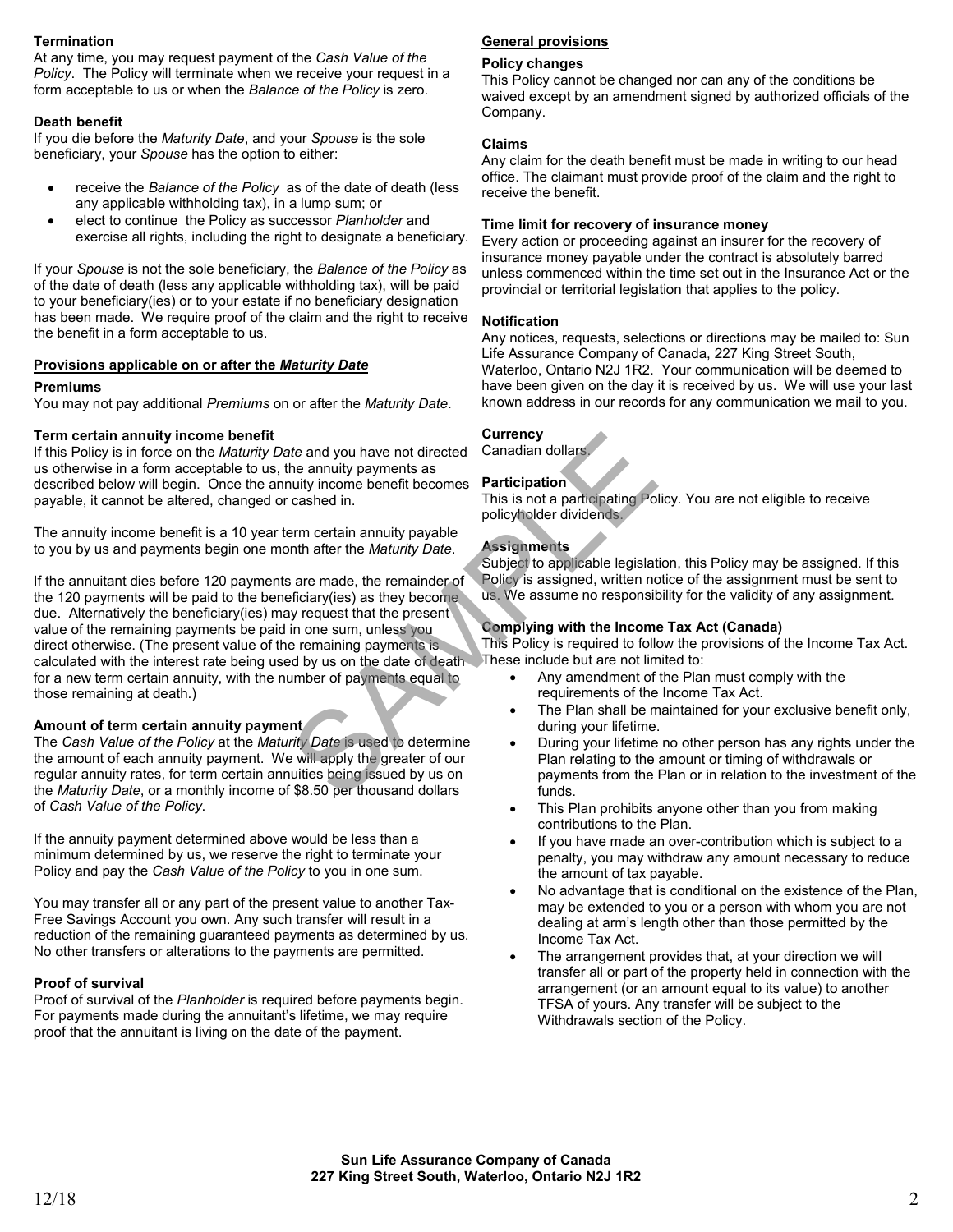**Termination**

At any time, you may request payment of the *Cash Value of the Policy*. The Policy will terminate when we receive your request in a form acceptable to us or when the *Balance of the Policy* is zero.

**Death benefit**

If you die before the *Maturity Date*, and your *Spouse* is the sole beneficiary, your *Spouse* has the option to either:

- receive the *Balance of the Policy* as of the date of death (less any applicable withholding tax), in a lump sum; or
- elect to continue the Policy as successor *Planholder* and exercise all rights, including the right to designate a beneficiary.

If your *Spouse* is not the sole beneficiary, the *Balance of the Policy* as of the date of death (less any applicable withholding tax), will be paid to your beneficiary(ies) or to your estate if no beneficiary designation has been made. We require proof of the claim and the right to receive the benefit in a form acceptable to us.

## Provisions applicable on or after the *Maturity Date*

**Premiums**

You may not pay additional *Premiums* on or after the *Maturity Date*.

**Term certain annuity income benefit**

If this Policy is in force on the *Maturity Date* and you have not directed us otherwise in a form acceptable to us, the annuity payments as described below will begin. Once the annuity income benefit becomes payable, it cannot be altered, changed or cashed in.

The annuity income benefit is a 10 year term certain annuity payable to you by us and payments begin one month after the *Maturity Date*.

If the annuitant dies before 120 payments are made, the remainder of the 120 payments will be paid to the beneficiary(ies) as they become due. Alternatively the beneficiary(ies) may request that the present value of the remaining payments be paid in one sum, unless you direct otherwise. (The present value of the remaining payments is calculated with the interest rate being used by us on the date of death for a new term certain annuity, with the number of payments equal to those remaining at death.)

**Amount of term certain annuity payment**

The *Cash Value of the Policy* at the *Maturity Date* is used to determine the amount of each annuity payment. We will apply the greater of our regular annuity rates, for term certain annuities being issued by us on the *Maturity Date*, or a monthly income of $8.50 per thousand dollars of *Cash Value of the Policy*.

If the annuity payment determined above would be less than a minimum determined by us, we reserve the right to terminate your Policy and pay the *Cash Value of the Policy* to you in one sum.

You may transfer all or any part of the present value to another Tax-Free Savings Account you own. Any such transfer will result in a reduction of the remaining guaranteed payments as determined by us. No other transfers or alterations to the payments are permitted.

**Proof of survival**

Proof of survival of the *Planholder* is required before payments begin. For payments made during the annuitant's lifetime, we may require proof that the annuitant is living on the date of the payment.

## General provisions

**Policy changes**

This Policy cannot be changed nor can any of the conditions be waived except by an amendment signed by authorized officials of the Company.

**Claims**

Any claim for the death benefit must be made in writing to our head office. The claimant must provide proof of the claim and the right to receive the benefit.

**Time limit for recovery of insurance money**

Every action or proceeding against an insurer for the recovery of insurance money payable under the contract is absolutely barred unless commenced within the time set out in the Insurance Act or the provincial or territorial legislation that applies to the policy.

**Notification**

Any notices, requests, selections or directions may be mailed to: Sun Life Assurance Company of Canada, 227 King Street South, Waterloo, Ontario N2J 1R2. Your communication will be deemed to have been given on the day it is received by us. We will use your last known address in our records for any communication we mail to you.

**Currency**

Canadian dollars.

**Participation**

This is not a participating Policy. You are not eligible to receive policyholder dividends.

**Assignments**

Subject to applicable legislation, this Policy may be assigned. If this Policy is assigned, written notice of the assignment must be sent to us. We assume no responsibility for the validity of any assignment.

**Complying with the Income Tax Act (Canada)**

This Policy is required to follow the provisions of the Income Tax Act. These include but are not limited to:

- Any amendment of the Plan must comply with the requirements of the Income Tax Act.
- The Plan shall be maintained for your exclusive benefit only, during your lifetime.
- During your lifetime no other person has any rights under the Plan relating to the amount or timing of withdrawals or payments from the Plan or in relation to the investment of the funds.
- This Plan prohibits anyone other than you from making contributions to the Plan.
- If you have made an over-contribution which is subject to a penalty, you may withdraw any amount necessary to reduce the amount of tax payable.
- No advantage that is conditional on the existence of the Plan, may be extended to you or a person with whom you are not dealing at arm's length other than those permitted by the Income Tax Act.
- The arrangement provides that, at your direction we will transfer all or part of the property held in connection with the arrangement (or an amount equal to its value) to another TFSA of yours. Any transfer will be subject to the Withdrawals section of the Policy.

**Sun Life Assurance Company of Canada**
**227 King Street South, Waterloo, Ontario N2J 1R2**

12/18